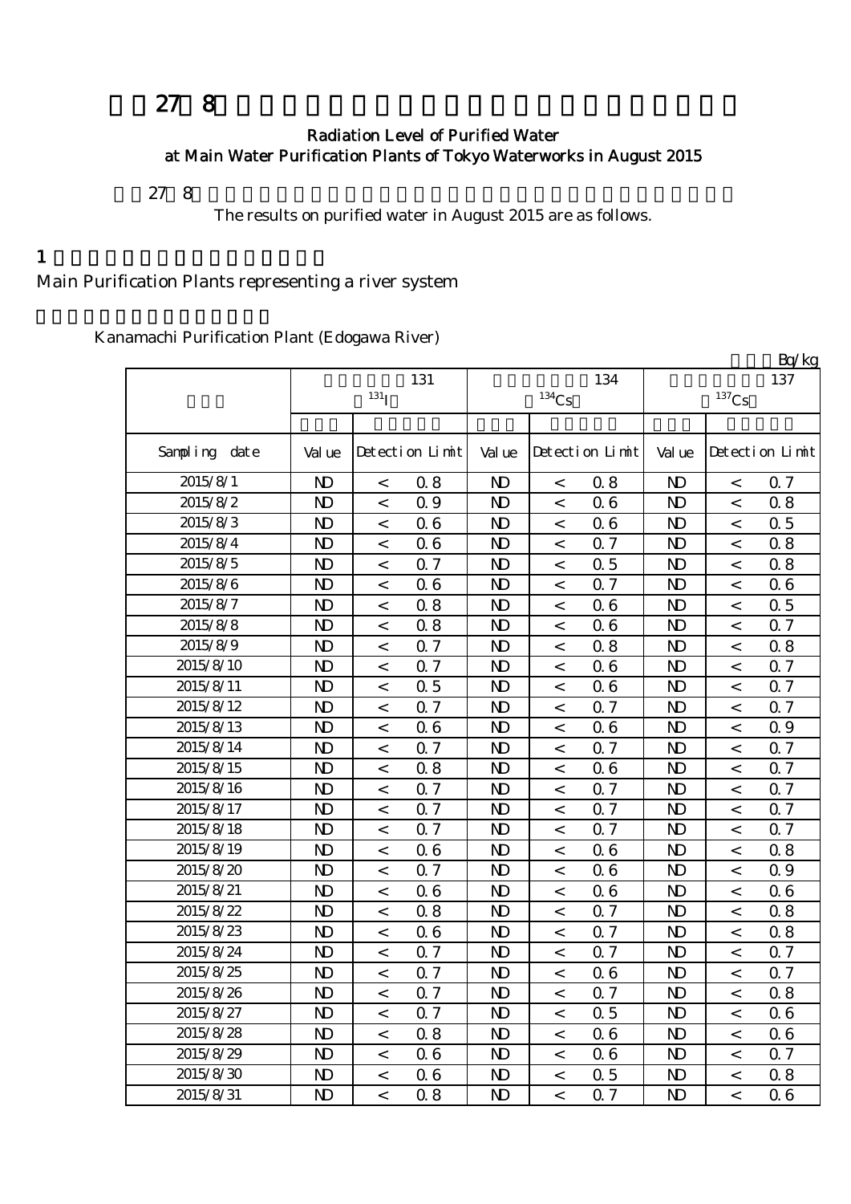# 平成27年8月 水道局主要浄水場の浄水（水道水）の放射能測定結果

## Radiation Level of Purified Water at Main Water Purification Plants of Tokyo Waterworks in August 2015

平成27年8月の水道局主要浄水場の浄水（水道水）の放射能測定結果は以下のとおりです。

The results on purified water in August 2015 are as follows.

## 1 水系を代表する主要浄水場の浄水

Main Purification Plants representing a river system

金町浄水場（江戸川水系）

Kanamachi Purification Plant (Edogawa River)

単位：Bq/kg

| 採水日 | 放射性ヨウ素131 $^{131}I$ | | | 放射性セシウム134 $^{134}Cs$ | | | 放射性セシウム137 $^{137}Cs$ | | |
|---|---|---|---|---|---|---|---|---|---|
| | 測定値 | 検出限界値 | | 測定値 | 検出限界値 | | 測定値 | 検出限界値 | |
| Sampling date | Value | Detection Limit | | Value | Detection Limit | | Value | Detection Limit | |
| 2015/8/1 | ND | < | 0.8 | ND | < | 0.8 | ND | < | 0.7 |
| 2015/8/2 | ND | < | 0.9 | ND | < | 0.6 | ND | < | 0.8 |
| 2015/8/3 | ND | < | 0.6 | ND | < | 0.6 | ND | < | 0.5 |
| 2015/8/4 | ND | < | 0.6 | ND | < | 0.7 | ND | < | 0.8 |
| 2015/8/5 | ND | < | 0.7 | ND | < | 0.5 | ND | < | 0.8 |
| 2015/8/6 | ND | < | 0.6 | ND | < | 0.7 | ND | < | 0.6 |
| 2015/8/7 | ND | < | 0.8 | ND | < | 0.6 | ND | < | 0.5 |
| 2015/8/8 | ND | < | 0.8 | ND | < | 0.6 | ND | < | 0.7 |
| 2015/8/9 | ND | < | 0.7 | ND | < | 0.8 | ND | < | 0.8 |
| 2015/8/10 | ND | < | 0.7 | ND | < | 0.6 | ND | < | 0.7 |
| 2015/8/11 | ND | < | 0.5 | ND | < | 0.6 | ND | < | 0.7 |
| 2015/8/12 | ND | < | 0.7 | ND | < | 0.7 | ND | < | 0.7 |
| 2015/8/13 | ND | < | 0.6 | ND | < | 0.6 | ND | < | 0.9 |
| 2015/8/14 | ND | < | 0.7 | ND | < | 0.7 | ND | < | 0.7 |
| 2015/8/15 | ND | < | 0.8 | ND | < | 0.6 | ND | < | 0.7 |
| 2015/8/16 | ND | < | 0.7 | ND | < | 0.7 | ND | < | 0.7 |
| 2015/8/17 | ND | < | 0.7 | ND | < | 0.7 | ND | < | 0.7 |
| 2015/8/18 | ND | < | 0.7 | ND | < | 0.7 | ND | < | 0.7 |
| 2015/8/19 | ND | < | 0.6 | ND | < | 0.6 | ND | < | 0.8 |
| 2015/8/20 | ND | < | 0.7 | ND | < | 0.6 | ND | < | 0.9 |
| 2015/8/21 | ND | < | 0.6 | ND | < | 0.6 | ND | < | 0.6 |
| 2015/8/22 | ND | < | 0.8 | ND | < | 0.7 | ND | < | 0.8 |
| 2015/8/23 | ND | < | 0.6 | ND | < | 0.7 | ND | < | 0.8 |
| 2015/8/24 | ND | < | 0.7 | ND | < | 0.7 | ND | < | 0.7 |
| 2015/8/25 | ND | < | 0.7 | ND | < | 0.6 | ND | < | 0.7 |
| 2015/8/26 | ND | < | 0.7 | ND | < | 0.7 | ND | < | 0.8 |
| 2015/8/27 | ND | < | 0.7 | ND | < | 0.5 | ND | < | 0.6 |
| 2015/8/28 | ND | < | 0.8 | ND | < | 0.6 | ND | < | 0.6 |
| 2015/8/29 | ND | < | 0.6 | ND | < | 0.6 | ND | < | 0.7 |
| 2015/8/30 | ND | < | 0.6 | ND | < | 0.5 | ND | < | 0.8 |
| 2015/8/31 | ND | < | 0.8 | ND | < | 0.7 | ND | < | 0.6 |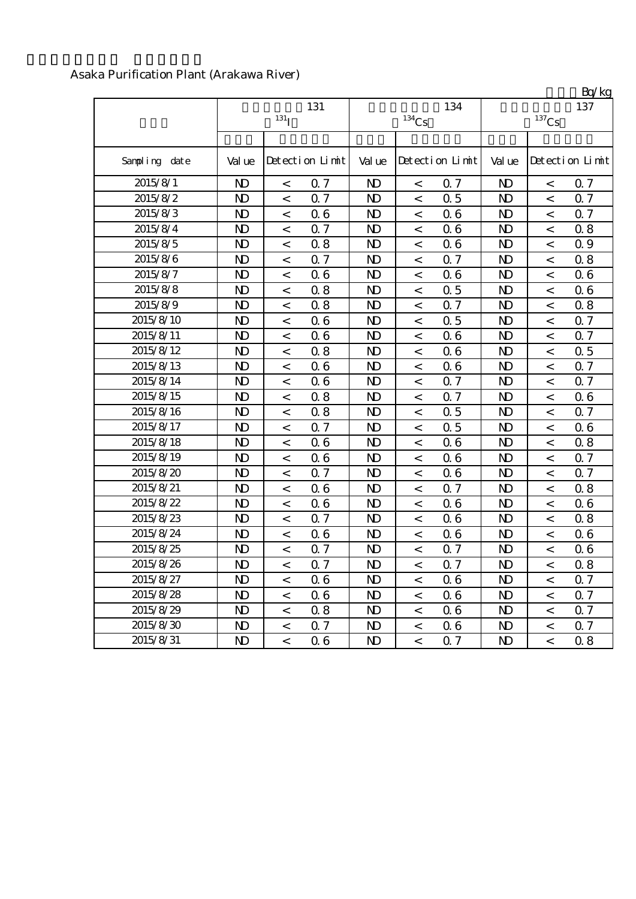Asaka Purification Plant (Arakawa River)

Bq/kg

| | 131 $^{131}I$ | | | 134 $^{134}Cs$ | | | 137 $^{137}Cs$ | | |
|---|---|---|---|---|---|---|---|---|---|
| Sampling date | Value | Detection Limit | | Value | Detection Limit | | Value | Detection Limit | |
| 2015/8/1 | ND | < | 0.7 | ND | < | 0.7 | ND | < | 0.7 |
| 2015/8/2 | ND | < | 0.7 | ND | < | 0.5 | ND | < | 0.7 |
| 2015/8/3 | ND | < | 0.6 | ND | < | 0.6 | ND | < | 0.7 |
| 2015/8/4 | ND | < | 0.7 | ND | < | 0.6 | ND | < | 0.8 |
| 2015/8/5 | ND | < | 0.8 | ND | < | 0.6 | ND | < | 0.9 |
| 2015/8/6 | ND | < | 0.7 | ND | < | 0.7 | ND | < | 0.8 |
| 2015/8/7 | ND | < | 0.6 | ND | < | 0.6 | ND | < | 0.6 |
| 2015/8/8 | ND | < | 0.8 | ND | < | 0.5 | ND | < | 0.6 |
| 2015/8/9 | ND | < | 0.8 | ND | < | 0.7 | ND | < | 0.8 |
| 2015/8/10 | ND | < | 0.6 | ND | < | 0.5 | ND | < | 0.7 |
| 2015/8/11 | ND | < | 0.6 | ND | < | 0.6 | ND | < | 0.7 |
| 2015/8/12 | ND | < | 0.8 | ND | < | 0.6 | ND | < | 0.5 |
| 2015/8/13 | ND | < | 0.6 | ND | < | 0.6 | ND | < | 0.7 |
| 2015/8/14 | ND | < | 0.6 | ND | < | 0.7 | ND | < | 0.7 |
| 2015/8/15 | ND | < | 0.8 | ND | < | 0.7 | ND | < | 0.6 |
| 2015/8/16 | ND | < | 0.8 | ND | < | 0.5 | ND | < | 0.7 |
| 2015/8/17 | ND | < | 0.7 | ND | < | 0.5 | ND | < | 0.6 |
| 2015/8/18 | ND | < | 0.6 | ND | < | 0.6 | ND | < | 0.8 |
| 2015/8/19 | ND | < | 0.6 | ND | < | 0.6 | ND | < | 0.7 |
| 2015/8/20 | ND | < | 0.7 | ND | < | 0.6 | ND | < | 0.7 |
| 2015/8/21 | ND | < | 0.6 | ND | < | 0.7 | ND | < | 0.8 |
| 2015/8/22 | ND | < | 0.6 | ND | < | 0.6 | ND | < | 0.6 |
| 2015/8/23 | ND | < | 0.7 | ND | < | 0.6 | ND | < | 0.8 |
| 2015/8/24 | ND | < | 0.6 | ND | < | 0.6 | ND | < | 0.6 |
| 2015/8/25 | ND | < | 0.7 | ND | < | 0.7 | ND | < | 0.6 |
| 2015/8/26 | ND | < | 0.7 | ND | < | 0.7 | ND | < | 0.8 |
| 2015/8/27 | ND | < | 0.6 | ND | < | 0.6 | ND | < | 0.7 |
| 2015/8/28 | ND | < | 0.6 | ND | < | 0.6 | ND | < | 0.7 |
| 2015/8/29 | ND | < | 0.8 | ND | < | 0.6 | ND | < | 0.7 |
| 2015/8/30 | ND | < | 0.7 | ND | < | 0.6 | ND | < | 0.7 |
| 2015/8/31 | ND | < | 0.6 | ND | < | 0.7 | ND | < | 0.8 |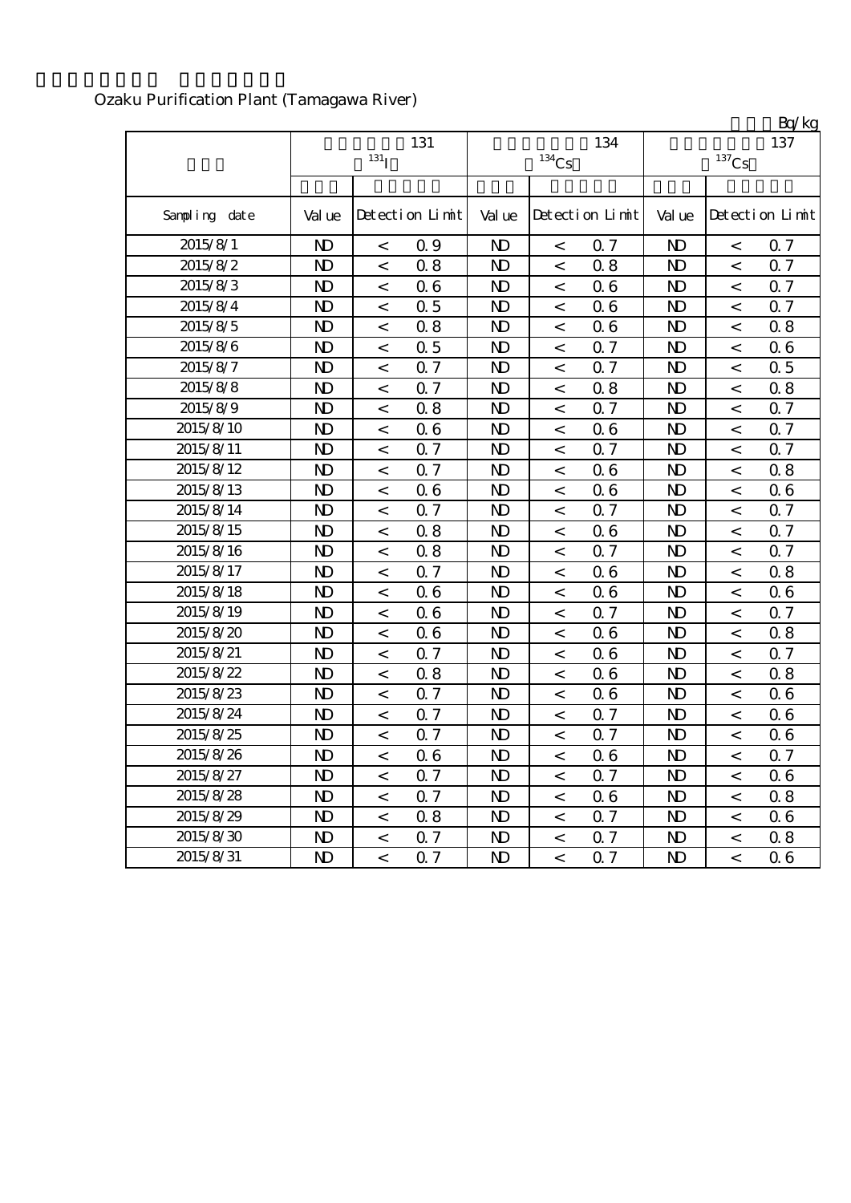Ozaku Purification Plant (Tamagawa River)

Bq/kg

| | 131 $^{131}I$ | | | 134 $^{134}Cs$ | | | 137 $^{137}Cs$ | | |
|---|---|---|---|---|---|---|---|---|---|
| Sampling date | Value | Detection Limit | | Value | Detection Limit | | Value | Detection Limit | |
| 2015/8/1 | ND | < | 0.9 | ND | < | 0.7 | ND | < | 0.7 |
| 2015/8/2 | ND | < | 0.8 | ND | < | 0.8 | ND | < | 0.7 |
| 2015/8/3 | ND | < | 0.6 | ND | < | 0.6 | ND | < | 0.7 |
| 2015/8/4 | ND | < | 0.5 | ND | < | 0.6 | ND | < | 0.7 |
| 2015/8/5 | ND | < | 0.8 | ND | < | 0.6 | ND | < | 0.8 |
| 2015/8/6 | ND | < | 0.5 | ND | < | 0.7 | ND | < | 0.6 |
| 2015/8/7 | ND | < | 0.7 | ND | < | 0.7 | ND | < | 0.5 |
| 2015/8/8 | ND | < | 0.7 | ND | < | 0.8 | ND | < | 0.8 |
| 2015/8/9 | ND | < | 0.8 | ND | < | 0.7 | ND | < | 0.7 |
| 2015/8/10 | ND | < | 0.6 | ND | < | 0.6 | ND | < | 0.7 |
| 2015/8/11 | ND | < | 0.7 | ND | < | 0.7 | ND | < | 0.7 |
| 2015/8/12 | ND | < | 0.7 | ND | < | 0.6 | ND | < | 0.8 |
| 2015/8/13 | ND | < | 0.6 | ND | < | 0.6 | ND | < | 0.6 |
| 2015/8/14 | ND | < | 0.7 | ND | < | 0.7 | ND | < | 0.7 |
| 2015/8/15 | ND | < | 0.8 | ND | < | 0.6 | ND | < | 0.7 |
| 2015/8/16 | ND | < | 0.8 | ND | < | 0.7 | ND | < | 0.7 |
| 2015/8/17 | ND | < | 0.7 | ND | < | 0.6 | ND | < | 0.8 |
| 2015/8/18 | ND | < | 0.6 | ND | < | 0.6 | ND | < | 0.6 |
| 2015/8/19 | ND | < | 0.6 | ND | < | 0.7 | ND | < | 0.7 |
| 2015/8/20 | ND | < | 0.6 | ND | < | 0.6 | ND | < | 0.8 |
| 2015/8/21 | ND | < | 0.7 | ND | < | 0.6 | ND | < | 0.7 |
| 2015/8/22 | ND | < | 0.8 | ND | < | 0.6 | ND | < | 0.8 |
| 2015/8/23 | ND | < | 0.7 | ND | < | 0.6 | ND | < | 0.6 |
| 2015/8/24 | ND | < | 0.7 | ND | < | 0.7 | ND | < | 0.6 |
| 2015/8/25 | ND | < | 0.7 | ND | < | 0.7 | ND | < | 0.6 |
| 2015/8/26 | ND | < | 0.6 | ND | < | 0.6 | ND | < | 0.7 |
| 2015/8/27 | ND | < | 0.7 | ND | < | 0.7 | ND | < | 0.6 |
| 2015/8/28 | ND | < | 0.7 | ND | < | 0.6 | ND | < | 0.8 |
| 2015/8/29 | ND | < | 0.8 | ND | < | 0.7 | ND | < | 0.6 |
| 2015/8/30 | ND | < | 0.7 | ND | < | 0.7 | ND | < | 0.8 |
| 2015/8/31 | ND | < | 0.7 | ND | < | 0.7 | ND | < | 0.6 |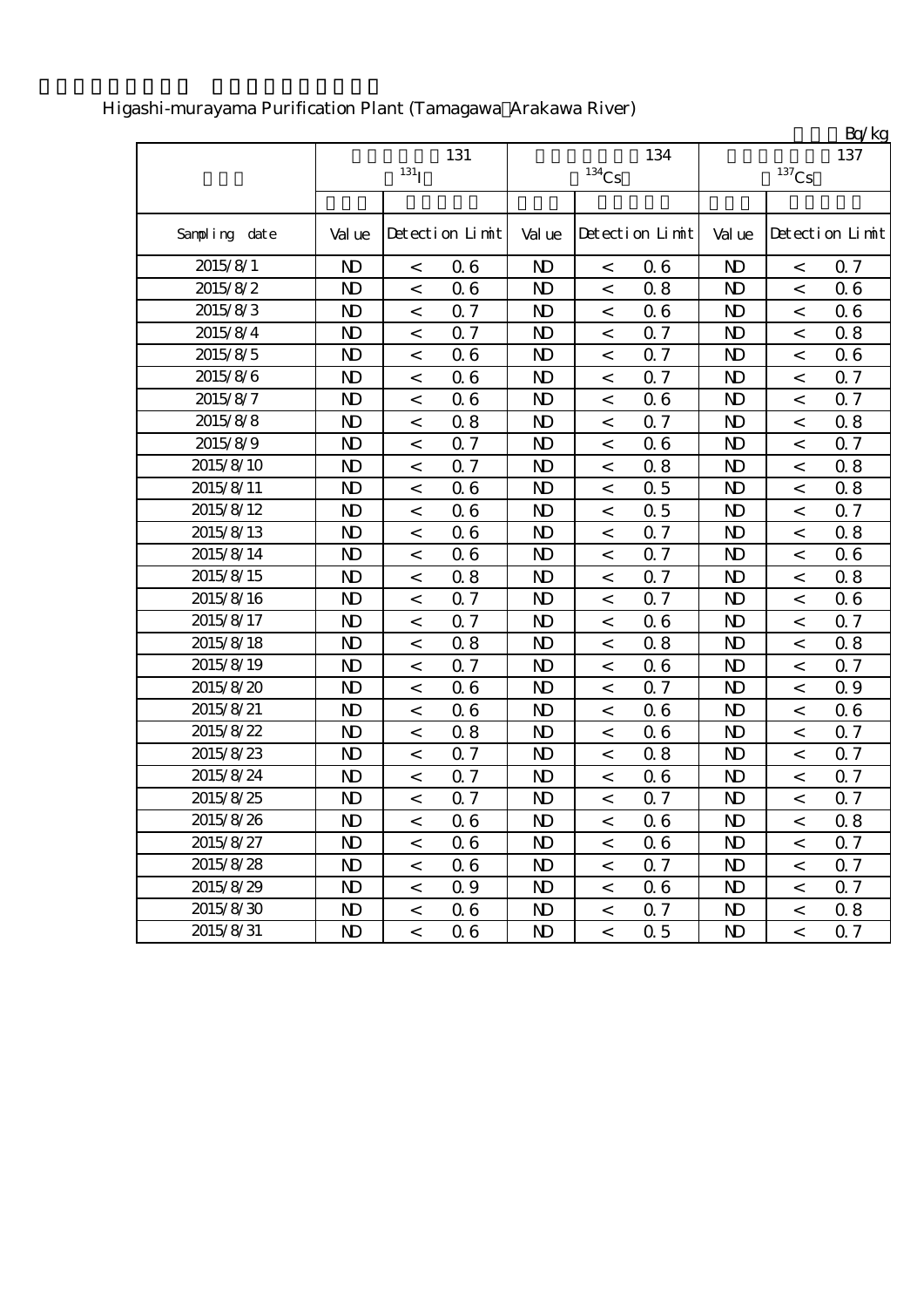Higashi-murayama Purification Plant (Tamagawa Arakawa River)

Bq/kg

| | 131 $^{131}I$ | | 134 $^{134}Cs$ | | 137 $^{137}Cs$ | |
|---|---|---|---|---|---|---|
| Sampling date | Value | Detection Limit | Value | Detection Limit | Value | Detection Limit |
| 2015/8/1 | ND | < 0.6 | ND | < 0.6 | ND | < 0.7 |
| 2015/8/2 | ND | < 0.6 | ND | < 0.8 | ND | < 0.6 |
| 2015/8/3 | ND | < 0.7 | ND | < 0.6 | ND | < 0.6 |
| 2015/8/4 | ND | < 0.7 | ND | < 0.7 | ND | < 0.8 |
| 2015/8/5 | ND | < 0.6 | ND | < 0.7 | ND | < 0.6 |
| 2015/8/6 | ND | < 0.6 | ND | < 0.7 | ND | < 0.7 |
| 2015/8/7 | ND | < 0.6 | ND | < 0.6 | ND | < 0.7 |
| 2015/8/8 | ND | < 0.8 | ND | < 0.7 | ND | < 0.8 |
| 2015/8/9 | ND | < 0.7 | ND | < 0.6 | ND | < 0.7 |
| 2015/8/10 | ND | < 0.7 | ND | < 0.8 | ND | < 0.8 |
| 2015/8/11 | ND | < 0.6 | ND | < 0.5 | ND | < 0.8 |
| 2015/8/12 | ND | < 0.6 | ND | < 0.5 | ND | < 0.7 |
| 2015/8/13 | ND | < 0.6 | ND | < 0.7 | ND | < 0.8 |
| 2015/8/14 | ND | < 0.6 | ND | < 0.7 | ND | < 0.6 |
| 2015/8/15 | ND | < 0.8 | ND | < 0.7 | ND | < 0.8 |
| 2015/8/16 | ND | < 0.7 | ND | < 0.7 | ND | < 0.6 |
| 2015/8/17 | ND | < 0.7 | ND | < 0.6 | ND | < 0.7 |
| 2015/8/18 | ND | < 0.8 | ND | < 0.8 | ND | < 0.8 |
| 2015/8/19 | ND | < 0.7 | ND | < 0.6 | ND | < 0.7 |
| 2015/8/20 | ND | < 0.6 | ND | < 0.7 | ND | < 0.9 |
| 2015/8/21 | ND | < 0.6 | ND | < 0.6 | ND | < 0.6 |
| 2015/8/22 | ND | < 0.8 | ND | < 0.6 | ND | < 0.7 |
| 2015/8/23 | ND | < 0.7 | ND | < 0.8 | ND | < 0.7 |
| 2015/8/24 | ND | < 0.7 | ND | < 0.6 | ND | < 0.7 |
| 2015/8/25 | ND | < 0.7 | ND | < 0.7 | ND | < 0.7 |
| 2015/8/26 | ND | < 0.6 | ND | < 0.6 | ND | < 0.8 |
| 2015/8/27 | ND | < 0.6 | ND | < 0.6 | ND | < 0.7 |
| 2015/8/28 | ND | < 0.6 | ND | < 0.7 | ND | < 0.7 |
| 2015/8/29 | ND | < 0.9 | ND | < 0.6 | ND | < 0.7 |
| 2015/8/30 | ND | < 0.6 | ND | < 0.7 | ND | < 0.8 |
| 2015/8/31 | ND | < 0.6 | ND | < 0.5 | ND | < 0.7 |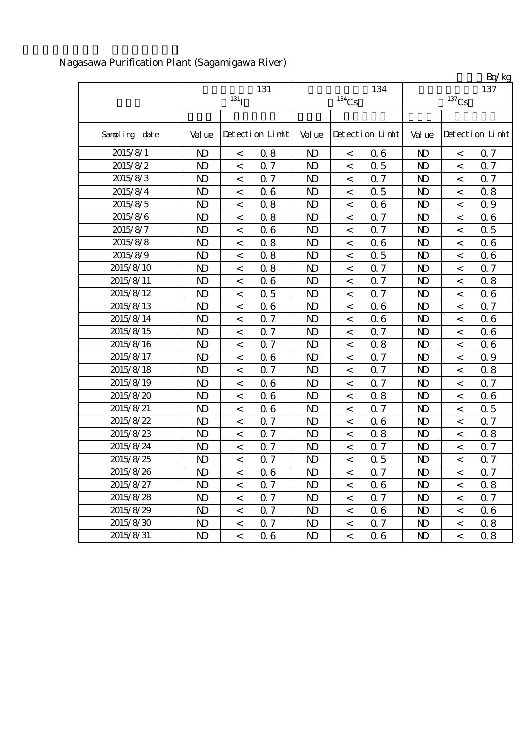Nagasawa Purification Plant (Sagamigawa River)

Bq/kg

| | 131 $^{131}$I | | | 134 $^{134}$Cs | | | 137 $^{137}$Cs | | |
|---|---|---|---|---|---|---|---|---|---|
| Sampling date | Value | Detection Limit | | Value | Detection Limit | | Value | Detection Limit | |
| 2015/8/1 | ND | < | 0.8 | ND | < | 0.6 | ND | < | 0.7 |
| 2015/8/2 | ND | < | 0.7 | ND | < | 0.5 | ND | < | 0.7 |
| 2015/8/3 | ND | < | 0.7 | ND | < | 0.7 | ND | < | 0.7 |
| 2015/8/4 | ND | < | 0.6 | ND | < | 0.5 | ND | < | 0.8 |
| 2015/8/5 | ND | < | 0.8 | ND | < | 0.6 | ND | < | 0.9 |
| 2015/8/6 | ND | < | 0.8 | ND | < | 0.7 | ND | < | 0.6 |
| 2015/8/7 | ND | < | 0.6 | ND | < | 0.7 | ND | < | 0.5 |
| 2015/8/8 | ND | < | 0.8 | ND | < | 0.6 | ND | < | 0.6 |
| 2015/8/9 | ND | < | 0.8 | ND | < | 0.5 | ND | < | 0.6 |
| 2015/8/10 | ND | < | 0.8 | ND | < | 0.7 | ND | < | 0.7 |
| 2015/8/11 | ND | < | 0.6 | ND | < | 0.7 | ND | < | 0.8 |
| 2015/8/12 | ND | < | 0.5 | ND | < | 0.7 | ND | < | 0.6 |
| 2015/8/13 | ND | < | 0.6 | ND | < | 0.6 | ND | < | 0.7 |
| 2015/8/14 | ND | < | 0.7 | ND | < | 0.6 | ND | < | 0.6 |
| 2015/8/15 | ND | < | 0.7 | ND | < | 0.7 | ND | < | 0.6 |
| 2015/8/16 | ND | < | 0.7 | ND | < | 0.8 | ND | < | 0.6 |
| 2015/8/17 | ND | < | 0.6 | ND | < | 0.7 | ND | < | 0.9 |
| 2015/8/18 | ND | < | 0.7 | ND | < | 0.7 | ND | < | 0.8 |
| 2015/8/19 | ND | < | 0.6 | ND | < | 0.7 | ND | < | 0.7 |
| 2015/8/20 | ND | < | 0.6 | ND | < | 0.8 | ND | < | 0.6 |
| 2015/8/21 | ND | < | 0.6 | ND | < | 0.7 | ND | < | 0.5 |
| 2015/8/22 | ND | < | 0.7 | ND | < | 0.6 | ND | < | 0.7 |
| 2015/8/23 | ND | < | 0.7 | ND | < | 0.8 | ND | < | 0.8 |
| 2015/8/24 | ND | < | 0.7 | ND | < | 0.7 | ND | < | 0.7 |
| 2015/8/25 | ND | < | 0.7 | ND | < | 0.5 | ND | < | 0.7 |
| 2015/8/26 | ND | < | 0.6 | ND | < | 0.7 | ND | < | 0.7 |
| 2015/8/27 | ND | < | 0.7 | ND | < | 0.6 | ND | < | 0.8 |
| 2015/8/28 | ND | < | 0.7 | ND | < | 0.7 | ND | < | 0.7 |
| 2015/8/29 | ND | < | 0.7 | ND | < | 0.6 | ND | < | 0.6 |
| 2015/8/30 | ND | < | 0.7 | ND | < | 0.7 | ND | < | 0.8 |
| 2015/8/31 | ND | < | 0.6 | ND | < | 0.6 | ND | < | 0.8 |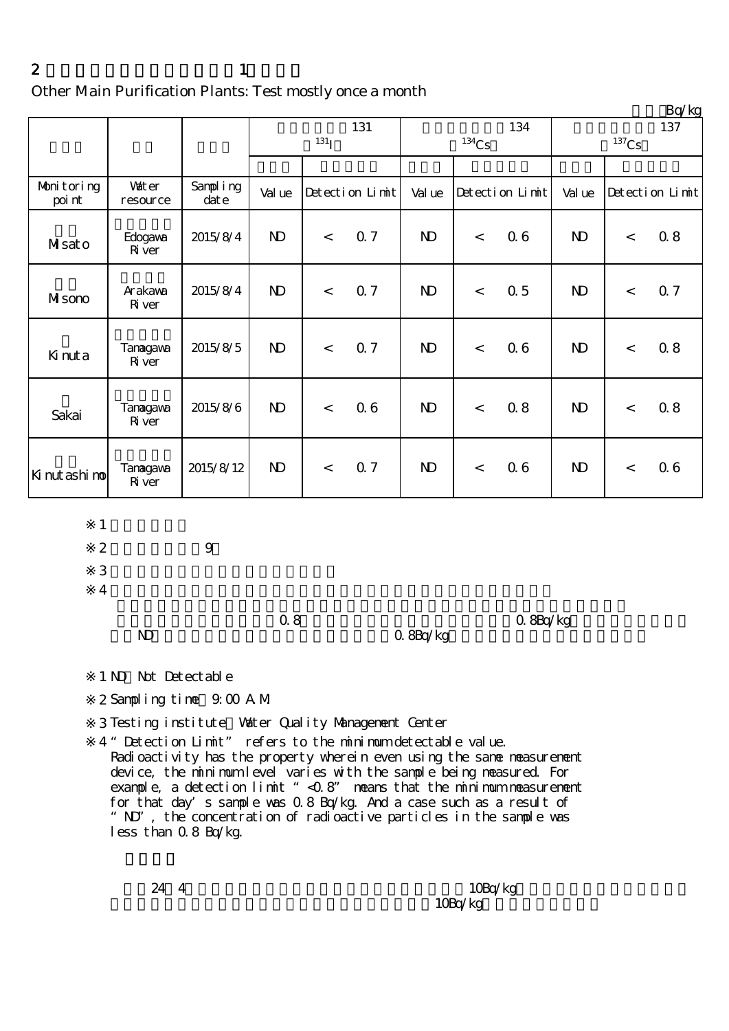2 1

Other Main Purification Plants: Test mostly once a month

Bq/kg

| | | | 131 $^{131}I$ | | | 134 $^{134}Cs$ | | | 137 $^{137}Cs$ | | |
|---|---|---|---|---|---|---|---|---|---|---|---|
| Monitoring point | Water resource | Sampling date | Value | Detection Limit | | Value | Detection Limit | | Value | Detection Limit | |
| Misato | Edogawa River | 2015/8/4 | ND | < | 0.7 | ND | < | 0.6 | ND | < | 0.8 |
| Misono | Arakawa River | 2015/8/4 | ND | < | 0.7 | ND | < | 0.5 | ND | < | 0.7 |
| Kinuta | Tamagawa River | 2015/8/5 | ND | < | 0.7 | ND | < | 0.6 | ND | < | 0.8 |
| Sakai | Tamagawa River | 2015/8/6 | ND | < | 0.6 | ND | < | 0.8 | ND | < | 0.8 |
| Kinutashimo | Tamagawa River | 2015/8/12 | ND | < | 0.7 | ND | < | 0.6 | ND | < | 0.6 |

※1

※2 9

※3

※4

0.8 0.8Bq/kg

ND 0.8Bq/kg

※1 ND：Not Detectable

※2 Sampling time：9:00 A.M.

※3 Testing institute：Water Quality Management Center

※4 "Detection Limit" refers to the minimum detectable value. Radioactivity has the property wherein even using the same measurement device, the minimum level varies with the sample being measured. For example, a detection limit "<0.8" means that the minimum measurement for that day's sample was 0.8 Bq/kg. And a case such as a result of "ND", the concentration of radioactive particles in the sample was less than 0.8 Bq/kg.

24 4 10Bq/kg

10Bq/kg